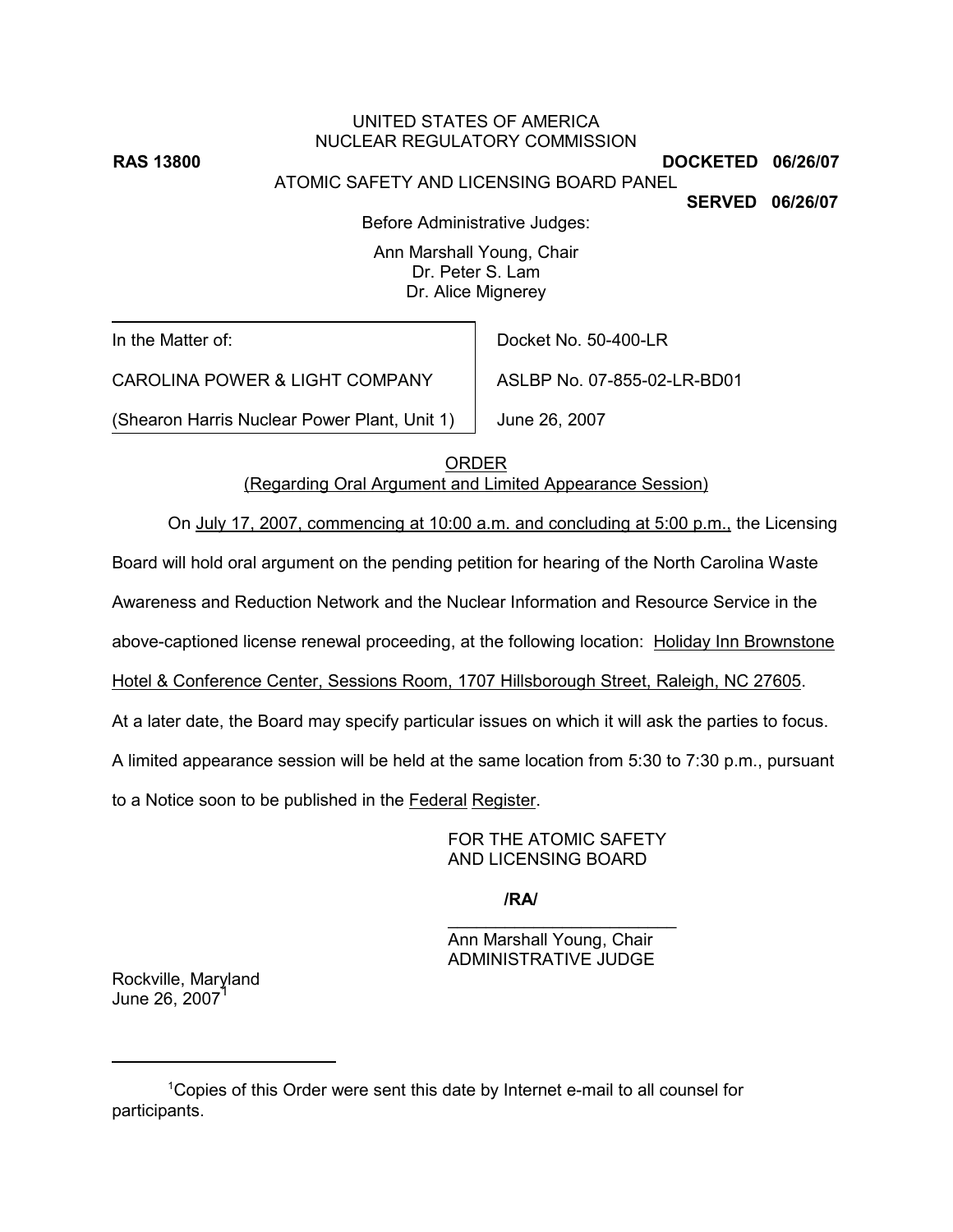UNITED STATES OF AMERICA
NUCLEAR REGULATORY COMMISSION

**RAS 13800** **DOCKETED 06/26/07**

ATOMIC SAFETY AND LICENSING BOARD PANEL

**SERVED 06/26/07**

Before Administrative Judges:

Ann Marshall Young, Chair
Dr. Peter S. Lam
Dr. Alice Mignerey

| In the Matter of: | Docket No. 50-400-LR |
|---|---|
| CAROLINA POWER & LIGHT COMPANY | ASLBP No. 07-855-02-LR-BD01 |
| (Shearon Harris Nuclear Power Plant, Unit 1) | June 26, 2007 |

ORDER
(Regarding Oral Argument and Limited Appearance Session)

On July 17, 2007, commencing at 10:00 a.m. and concluding at 5:00 p.m., the Licensing Board will hold oral argument on the pending petition for hearing of the North Carolina Waste Awareness and Reduction Network and the Nuclear Information and Resource Service in the above-captioned license renewal proceeding, at the following location: Holiday Inn Brownstone Hotel & Conference Center, Sessions Room, 1707 Hillsborough Street, Raleigh, NC 27605. At a later date, the Board may specify particular issues on which it will ask the parties to focus. A limited appearance session will be held at the same location from 5:30 to 7:30 p.m., pursuant to a Notice soon to be published in the *Federal Register*.

FOR THE ATOMIC SAFETY
AND LICENSING BOARD

**/RA/**

Ann Marshall Young, Chair
ADMINISTRATIVE JUDGE

Rockville, Maryland
June 26, 2007[1]

[1] Copies of this Order were sent this date by Internet e-mail to all counsel for participants.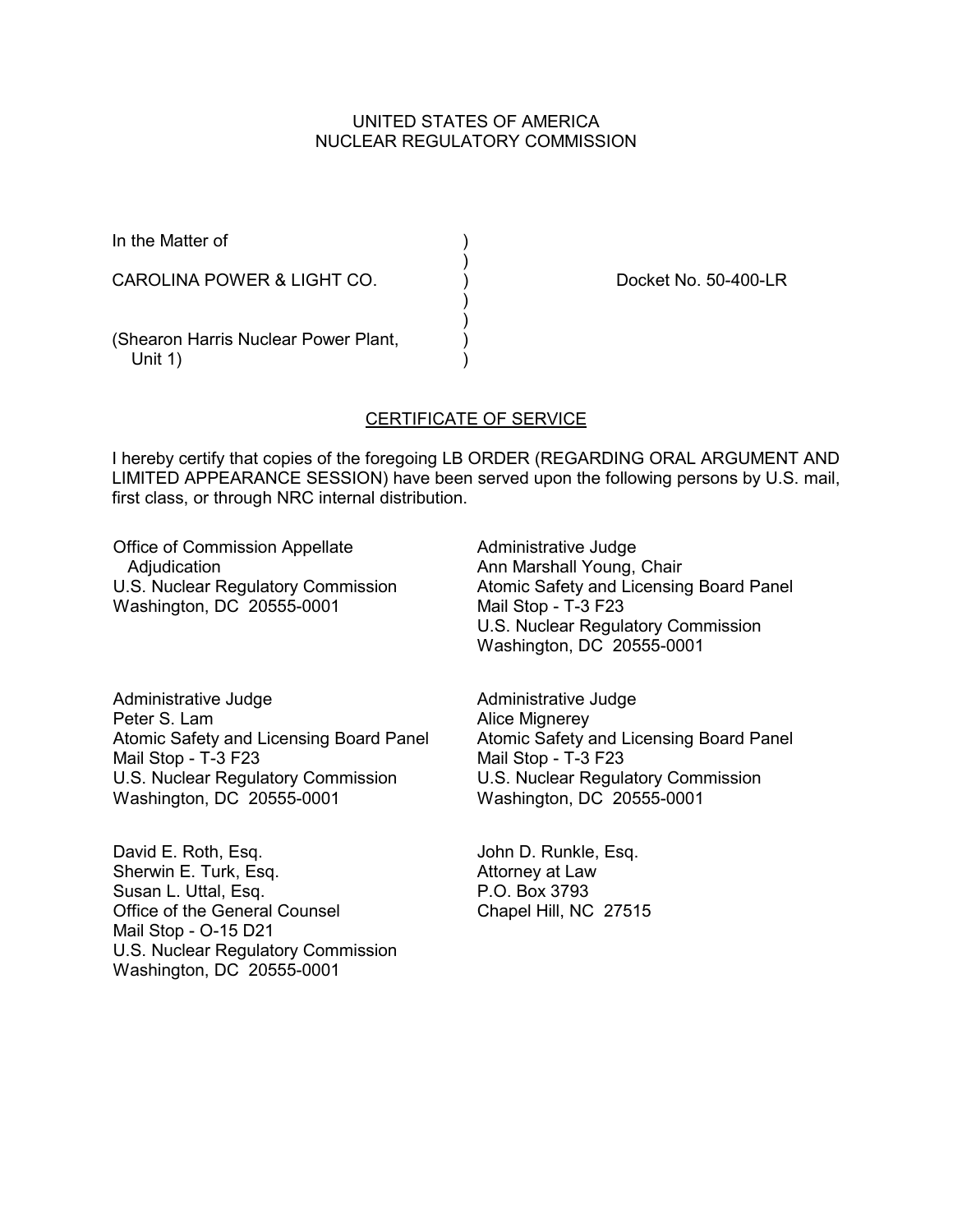UNITED STATES OF AMERICA
NUCLEAR REGULATORY COMMISSION

In the Matter of )
)
CAROLINA POWER & LIGHT CO. ) Docket No. 50-400-LR
)
)
(Shearon Harris Nuclear Power Plant, )
Unit 1) )

## CERTIFICATE OF SERVICE

I hereby certify that copies of the foregoing LB ORDER (REGARDING ORAL ARGUMENT AND LIMITED APPEARANCE SESSION) have been served upon the following persons by U.S. mail, first class, or through NRC internal distribution.

Office of Commission Appellate
Adjudication
U.S. Nuclear Regulatory Commission
Washington, DC 20555-0001

Administrative Judge
Ann Marshall Young, Chair
Atomic Safety and Licensing Board Panel
Mail Stop - T-3 F23
U.S. Nuclear Regulatory Commission
Washington, DC 20555-0001

Administrative Judge
Peter S. Lam
Atomic Safety and Licensing Board Panel
Mail Stop - T-3 F23
U.S. Nuclear Regulatory Commission
Washington, DC 20555-0001

Administrative Judge
Alice Mignerey
Atomic Safety and Licensing Board Panel
Mail Stop - T-3 F23
U.S. Nuclear Regulatory Commission
Washington, DC 20555-0001

David E. Roth, Esq.
Sherwin E. Turk, Esq.
Susan L. Uttal, Esq.
Office of the General Counsel
Mail Stop - O-15 D21
U.S. Nuclear Regulatory Commission
Washington, DC 20555-0001

John D. Runkle, Esq.
Attorney at Law
P.O. Box 3793
Chapel Hill, NC 27515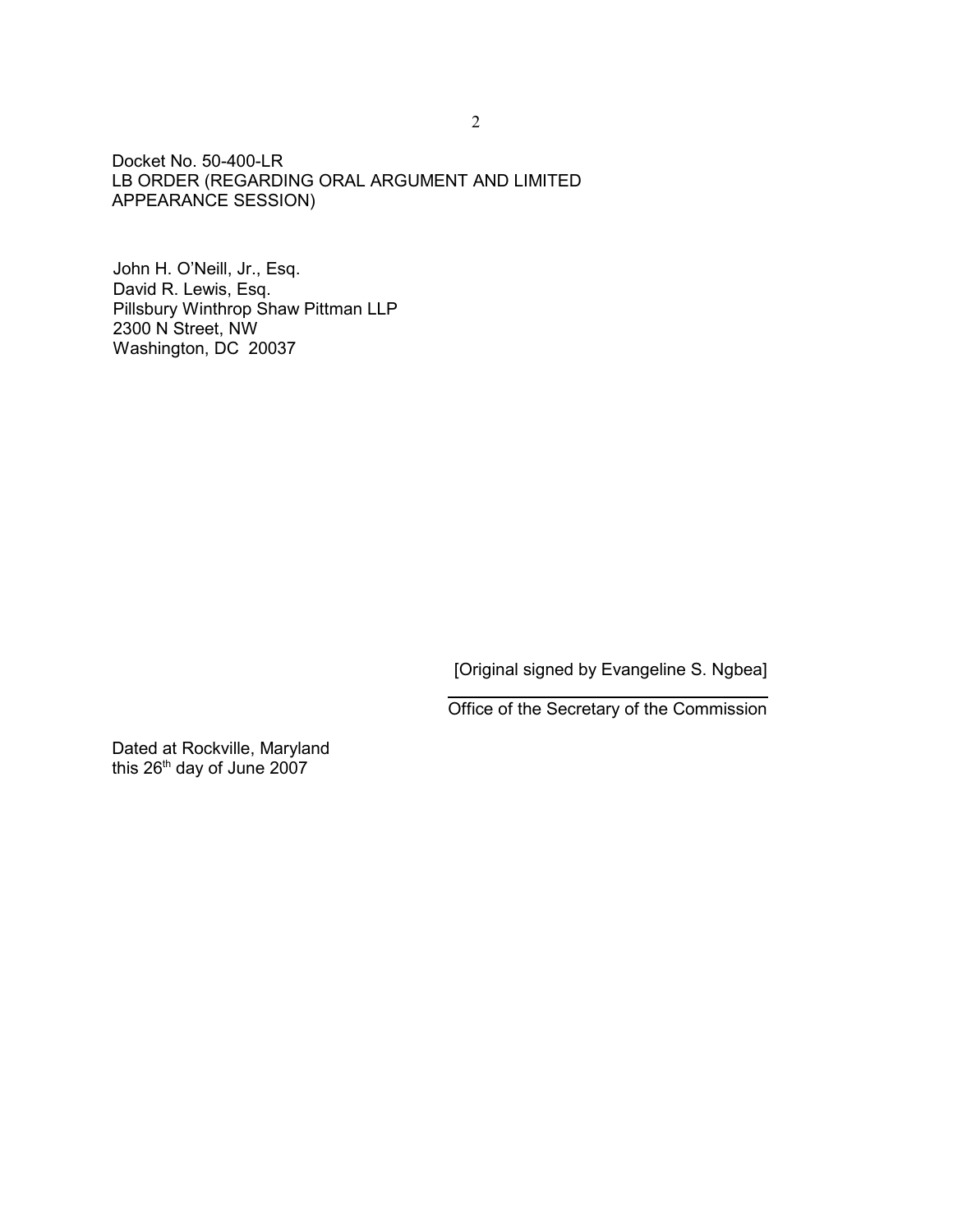Docket No. 50-400-LR
LB ORDER (REGARDING ORAL ARGUMENT AND LIMITED APPEARANCE SESSION)

John H. O'Neill, Jr., Esq.
David R. Lewis, Esq.
Pillsbury Winthrop Shaw Pittman LLP
2300 N Street, NW
Washington, DC 20037

[Original signed by Evangeline S. Ngbea]

Office of the Secretary of the Commission

Dated at Rockville, Maryland
this 26th day of June 2007